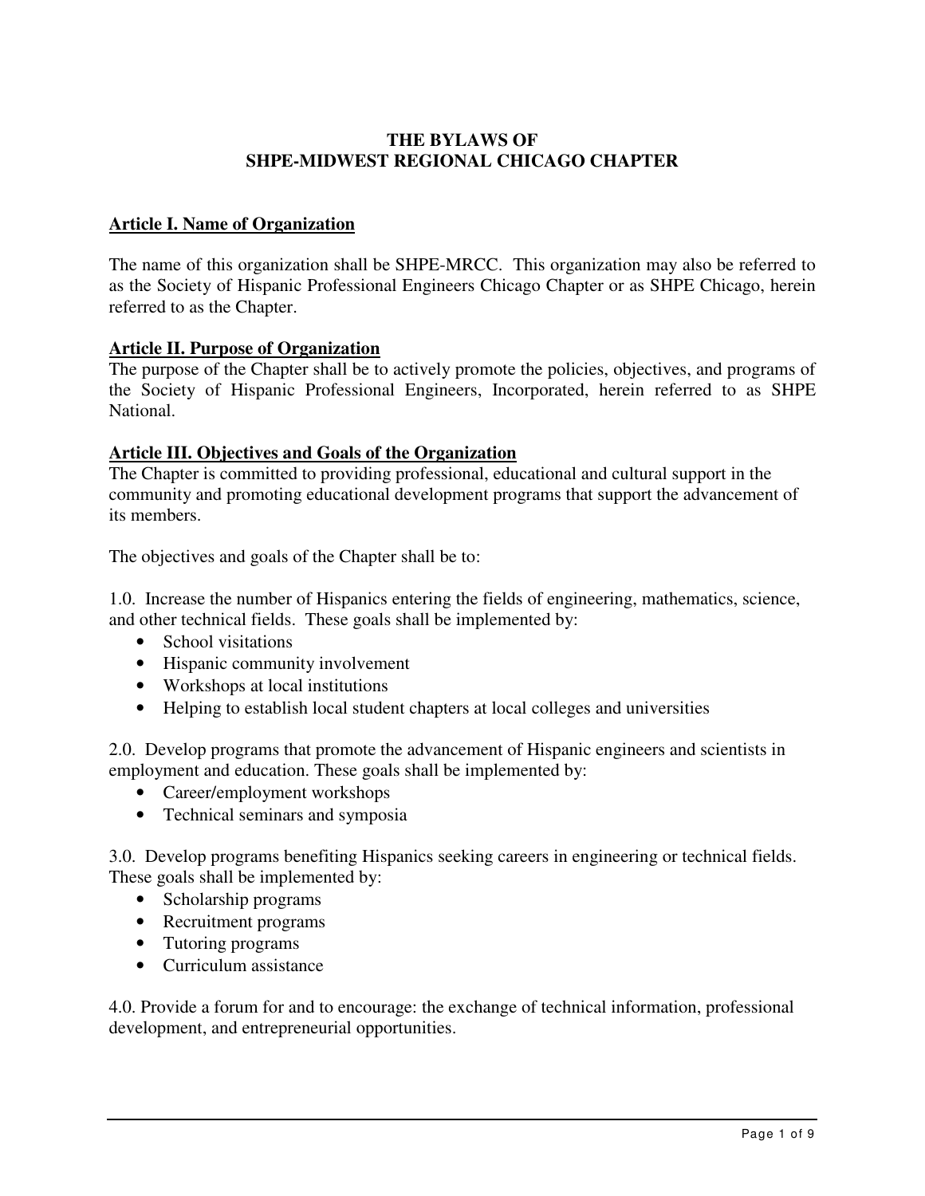# THE BYLAWS OF
# SHPE-MIDWEST REGIONAL CHICAGO CHAPTER

## Article I. Name of Organization

The name of this organization shall be SHPE-MRCC. This organization may also be referred to as the Society of Hispanic Professional Engineers Chicago Chapter or as SHPE Chicago, herein referred to as the Chapter.

## Article II. Purpose of Organization

The purpose of the Chapter shall be to actively promote the policies, objectives, and programs of the Society of Hispanic Professional Engineers, Incorporated, herein referred to as SHPE National.

## Article III. Objectives and Goals of the Organization

The Chapter is committed to providing professional, educational and cultural support in the community and promoting educational development programs that support the advancement of its members.

The objectives and goals of the Chapter shall be to:

1.0. Increase the number of Hispanics entering the fields of engineering, mathematics, science, and other technical fields. These goals shall be implemented by:

- School visitations
- Hispanic community involvement
- Workshops at local institutions
- Helping to establish local student chapters at local colleges and universities

2.0. Develop programs that promote the advancement of Hispanic engineers and scientists in employment and education. These goals shall be implemented by:

- Career/employment workshops
- Technical seminars and symposia

3.0. Develop programs benefiting Hispanics seeking careers in engineering or technical fields. These goals shall be implemented by:

- Scholarship programs
- Recruitment programs
- Tutoring programs
- Curriculum assistance

4.0. Provide a forum for and to encourage: the exchange of technical information, professional development, and entrepreneurial opportunities.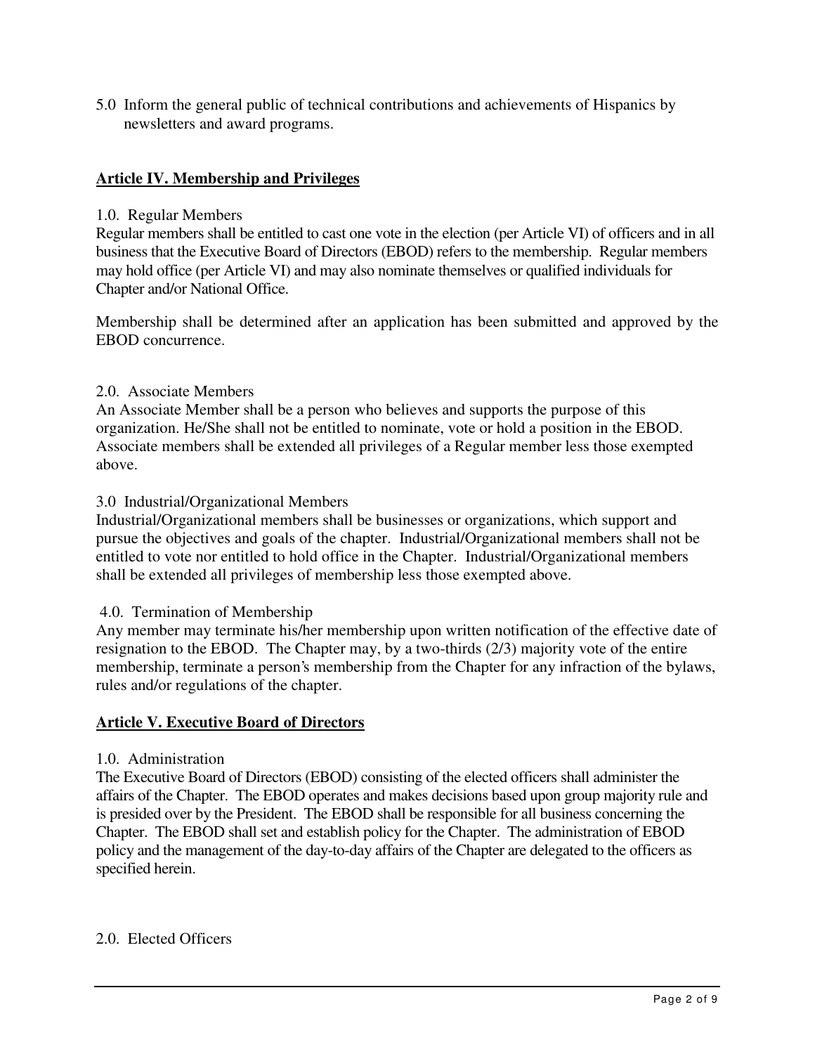5.0 Inform the general public of technical contributions and achievements of Hispanics by newsletters and award programs.

## Article IV. Membership and Privileges

1.0. Regular Members

Regular members shall be entitled to cast one vote in the election (per Article VI) of officers and in all business that the Executive Board of Directors (EBOD) refers to the membership. Regular members may hold office (per Article VI) and may also nominate themselves or qualified individuals for Chapter and/or National Office.

Membership shall be determined after an application has been submitted and approved by the EBOD concurrence.

2.0. Associate Members

An Associate Member shall be a person who believes and supports the purpose of this organization. He/She shall not be entitled to nominate, vote or hold a position in the EBOD. Associate members shall be extended all privileges of a Regular member less those exempted above.

3.0 Industrial/Organizational Members

Industrial/Organizational members shall be businesses or organizations, which support and pursue the objectives and goals of the chapter. Industrial/Organizational members shall not be entitled to vote nor entitled to hold office in the Chapter. Industrial/Organizational members shall be extended all privileges of membership less those exempted above.

4.0. Termination of Membership

Any member may terminate his/her membership upon written notification of the effective date of resignation to the EBOD. The Chapter may, by a two-thirds (2/3) majority vote of the entire membership, terminate a person's membership from the Chapter for any infraction of the bylaws, rules and/or regulations of the chapter.

## Article V. Executive Board of Directors

1.0. Administration

The Executive Board of Directors (EBOD) consisting of the elected officers shall administer the affairs of the Chapter. The EBOD operates and makes decisions based upon group majority rule and is presided over by the President. The EBOD shall be responsible for all business concerning the Chapter. The EBOD shall set and establish policy for the Chapter. The administration of EBOD policy and the management of the day-to-day affairs of the Chapter are delegated to the officers as specified herein.

2.0. Elected Officers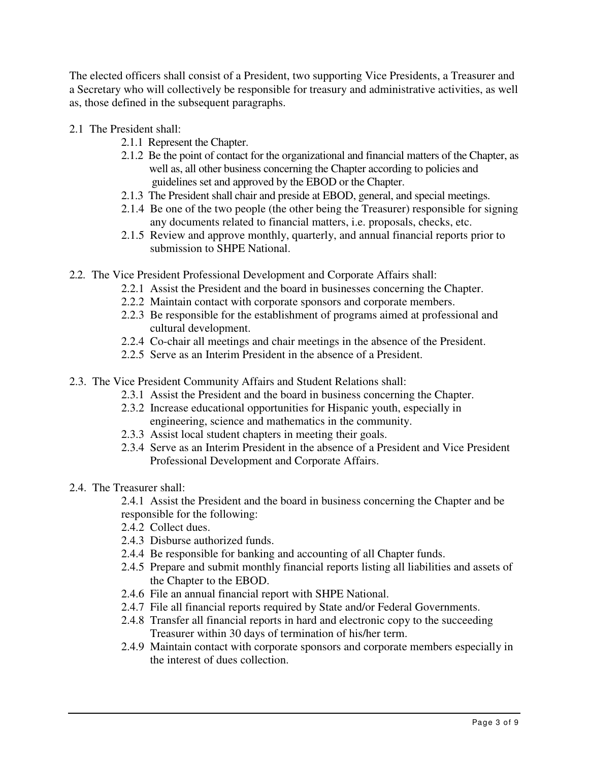The elected officers shall consist of a President, two supporting Vice Presidents, a Treasurer and a Secretary who will collectively be responsible for treasury and administrative activities, as well as, those defined in the subsequent paragraphs.

2.1 The President shall:

- 2.1.1 Represent the Chapter.
- 2.1.2 Be the point of contact for the organizational and financial matters of the Chapter, as well as, all other business concerning the Chapter according to policies and guidelines set and approved by the EBOD or the Chapter.
- 2.1.3 The President shall chair and preside at EBOD, general, and special meetings.
- 2.1.4 Be one of the two people (the other being the Treasurer) responsible for signing any documents related to financial matters, i.e. proposals, checks, etc.
- 2.1.5 Review and approve monthly, quarterly, and annual financial reports prior to submission to SHPE National.

2.2. The Vice President Professional Development and Corporate Affairs shall:

- 2.2.1 Assist the President and the board in businesses concerning the Chapter.
- 2.2.2 Maintain contact with corporate sponsors and corporate members.
- 2.2.3 Be responsible for the establishment of programs aimed at professional and cultural development.
- 2.2.4 Co-chair all meetings and chair meetings in the absence of the President.
- 2.2.5 Serve as an Interim President in the absence of a President.

2.3. The Vice President Community Affairs and Student Relations shall:

- 2.3.1 Assist the President and the board in business concerning the Chapter.
- 2.3.2 Increase educational opportunities for Hispanic youth, especially in engineering, science and mathematics in the community.
- 2.3.3 Assist local student chapters in meeting their goals.
- 2.3.4 Serve as an Interim President in the absence of a President and Vice President Professional Development and Corporate Affairs.

2.4. The Treasurer shall:

- 2.4.1 Assist the President and the board in business concerning the Chapter and be responsible for the following:
- 2.4.2 Collect dues.
- 2.4.3 Disburse authorized funds.
- 2.4.4 Be responsible for banking and accounting of all Chapter funds.
- 2.4.5 Prepare and submit monthly financial reports listing all liabilities and assets of the Chapter to the EBOD.
- 2.4.6 File an annual financial report with SHPE National.
- 2.4.7 File all financial reports required by State and/or Federal Governments.
- 2.4.8 Transfer all financial reports in hard and electronic copy to the succeeding Treasurer within 30 days of termination of his/her term.
- 2.4.9 Maintain contact with corporate sponsors and corporate members especially in the interest of dues collection.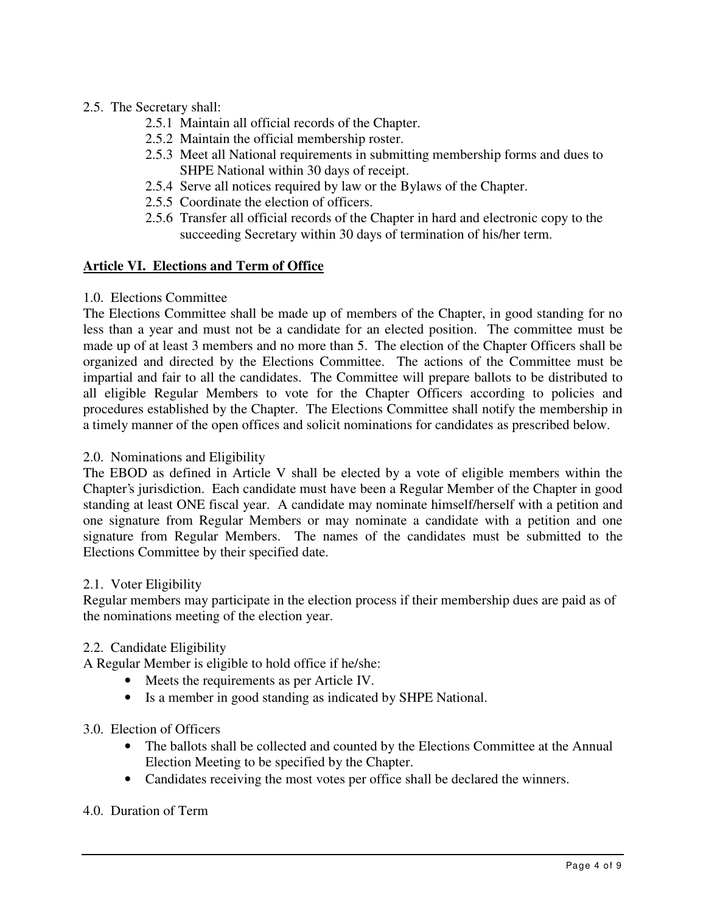2.5. The Secretary shall:

- 2.5.1 Maintain all official records of the Chapter.
- 2.5.2 Maintain the official membership roster.
- 2.5.3 Meet all National requirements in submitting membership forms and dues to SHPE National within 30 days of receipt.
- 2.5.4 Serve all notices required by law or the Bylaws of the Chapter.
- 2.5.5 Coordinate the election of officers.
- 2.5.6 Transfer all official records of the Chapter in hard and electronic copy to the succeeding Secretary within 30 days of termination of his/her term.

## Article VI. Elections and Term of Office

1.0. Elections Committee

The Elections Committee shall be made up of members of the Chapter, in good standing for no less than a year and must not be a candidate for an elected position. The committee must be made up of at least 3 members and no more than 5. The election of the Chapter Officers shall be organized and directed by the Elections Committee. The actions of the Committee must be impartial and fair to all the candidates. The Committee will prepare ballots to be distributed to all eligible Regular Members to vote for the Chapter Officers according to policies and procedures established by the Chapter. The Elections Committee shall notify the membership in a timely manner of the open offices and solicit nominations for candidates as prescribed below.

2.0. Nominations and Eligibility

The EBOD as defined in Article V shall be elected by a vote of eligible members within the Chapter's jurisdiction. Each candidate must have been a Regular Member of the Chapter in good standing at least ONE fiscal year. A candidate may nominate himself/herself with a petition and one signature from Regular Members or may nominate a candidate with a petition and one signature from Regular Members. The names of the candidates must be submitted to the Elections Committee by their specified date.

2.1. Voter Eligibility

Regular members may participate in the election process if their membership dues are paid as of the nominations meeting of the election year.

2.2. Candidate Eligibility

A Regular Member is eligible to hold office if he/she:

- Meets the requirements as per Article IV.
- Is a member in good standing as indicated by SHPE National.

3.0. Election of Officers

- The ballots shall be collected and counted by the Elections Committee at the Annual Election Meeting to be specified by the Chapter.
- Candidates receiving the most votes per office shall be declared the winners.

4.0. Duration of Term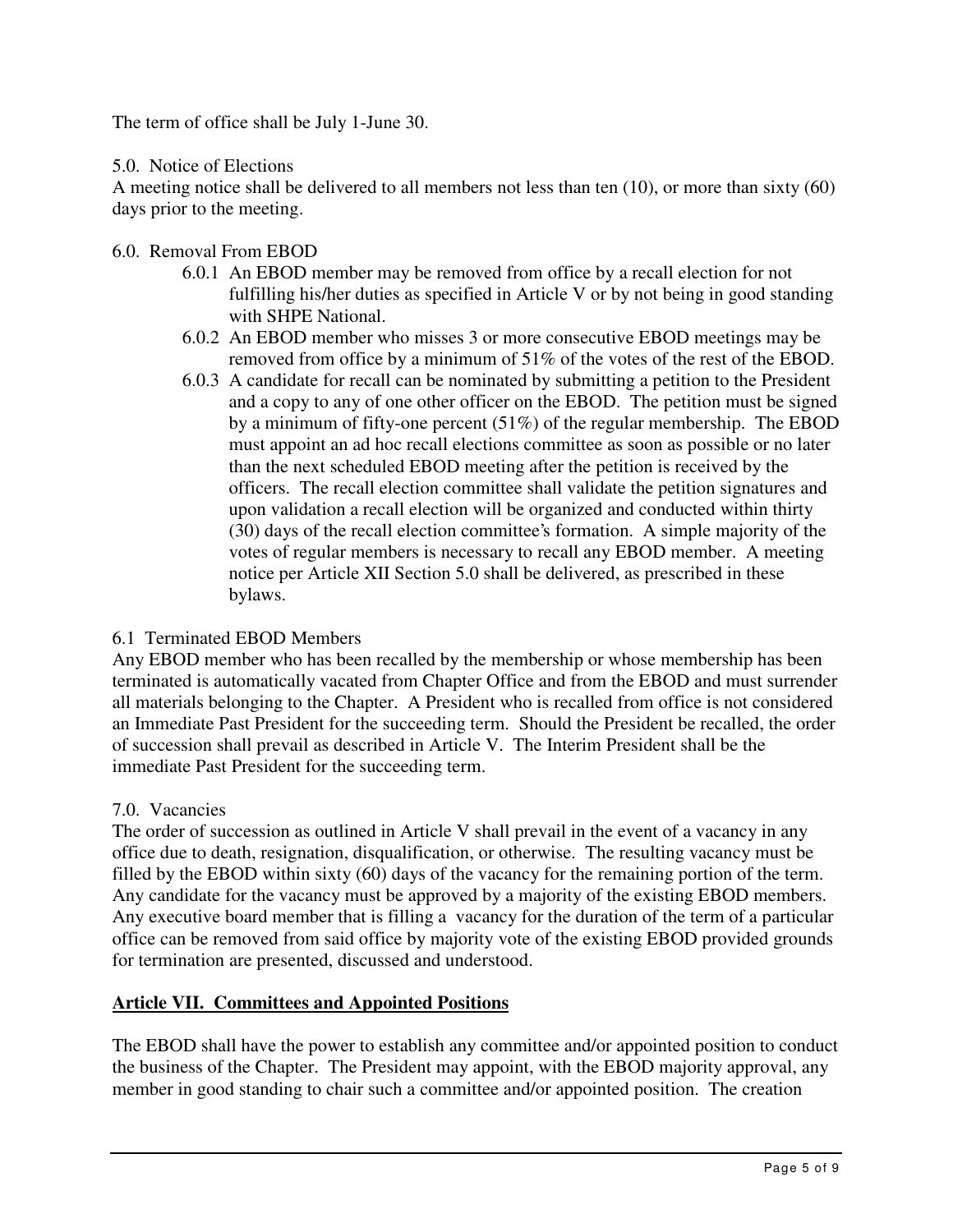The term of office shall be July 1-June 30.

5.0. Notice of Elections

A meeting notice shall be delivered to all members not less than ten (10), or more than sixty (60) days prior to the meeting.

6.0. Removal From EBOD

- 6.0.1 An EBOD member may be removed from office by a recall election for not fulfilling his/her duties as specified in Article V or by not being in good standing with SHPE National.
- 6.0.2 An EBOD member who misses 3 or more consecutive EBOD meetings may be removed from office by a minimum of 51% of the votes of the rest of the EBOD.
- 6.0.3 A candidate for recall can be nominated by submitting a petition to the President and a copy to any of one other officer on the EBOD. The petition must be signed by a minimum of fifty-one percent (51%) of the regular membership. The EBOD must appoint an ad hoc recall elections committee as soon as possible or no later than the next scheduled EBOD meeting after the petition is received by the officers. The recall election committee shall validate the petition signatures and upon validation a recall election will be organized and conducted within thirty (30) days of the recall election committee's formation. A simple majority of the votes of regular members is necessary to recall any EBOD member. A meeting notice per Article XII Section 5.0 shall be delivered, as prescribed in these bylaws.

6.1 Terminated EBOD Members

Any EBOD member who has been recalled by the membership or whose membership has been terminated is automatically vacated from Chapter Office and from the EBOD and must surrender all materials belonging to the Chapter. A President who is recalled from office is not considered an Immediate Past President for the succeeding term. Should the President be recalled, the order of succession shall prevail as described in Article V. The Interim President shall be the immediate Past President for the succeeding term.

7.0. Vacancies

The order of succession as outlined in Article V shall prevail in the event of a vacancy in any office due to death, resignation, disqualification, or otherwise. The resulting vacancy must be filled by the EBOD within sixty (60) days of the vacancy for the remaining portion of the term. Any candidate for the vacancy must be approved by a majority of the existing EBOD members. Any executive board member that is filling a vacancy for the duration of the term of a particular office can be removed from said office by majority vote of the existing EBOD provided grounds for termination are presented, discussed and understood.

## **Article VII. Committees and Appointed Positions**

The EBOD shall have the power to establish any committee and/or appointed position to conduct the business of the Chapter. The President may appoint, with the EBOD majority approval, any member in good standing to chair such a committee and/or appointed position. The creation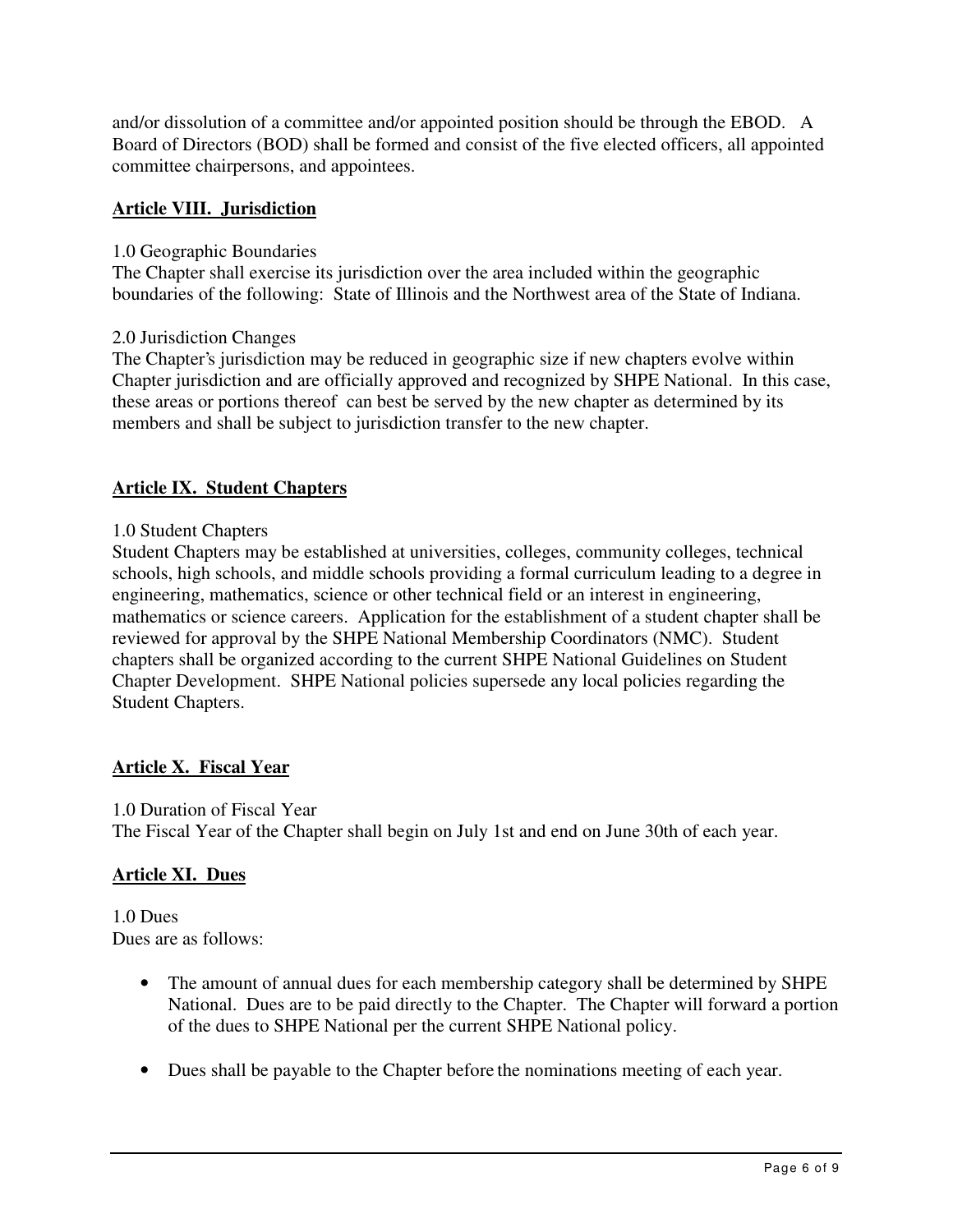and/or dissolution of a committee and/or appointed position should be through the EBOD. A Board of Directors (BOD) shall be formed and consist of the five elected officers, all appointed committee chairpersons, and appointees.

## Article VIII. Jurisdiction

1.0 Geographic Boundaries
The Chapter shall exercise its jurisdiction over the area included within the geographic boundaries of the following: State of Illinois and the Northwest area of the State of Indiana.

2.0 Jurisdiction Changes
The Chapter's jurisdiction may be reduced in geographic size if new chapters evolve within Chapter jurisdiction and are officially approved and recognized by SHPE National. In this case, these areas or portions thereof can best be served by the new chapter as determined by its members and shall be subject to jurisdiction transfer to the new chapter.

## Article IX. Student Chapters

1.0 Student Chapters
Student Chapters may be established at universities, colleges, community colleges, technical schools, high schools, and middle schools providing a formal curriculum leading to a degree in engineering, mathematics, science or other technical field or an interest in engineering, mathematics or science careers. Application for the establishment of a student chapter shall be reviewed for approval by the SHPE National Membership Coordinators (NMC). Student chapters shall be organized according to the current SHPE National Guidelines on Student Chapter Development. SHPE National policies supersede any local policies regarding the Student Chapters.

## Article X. Fiscal Year

1.0 Duration of Fiscal Year
The Fiscal Year of the Chapter shall begin on July 1st and end on June 30th of each year.

## Article XI. Dues

1.0 Dues
Dues are as follows:

- The amount of annual dues for each membership category shall be determined by SHPE National. Dues are to be paid directly to the Chapter. The Chapter will forward a portion of the dues to SHPE National per the current SHPE National policy.
- Dues shall be payable to the Chapter before the nominations meeting of each year.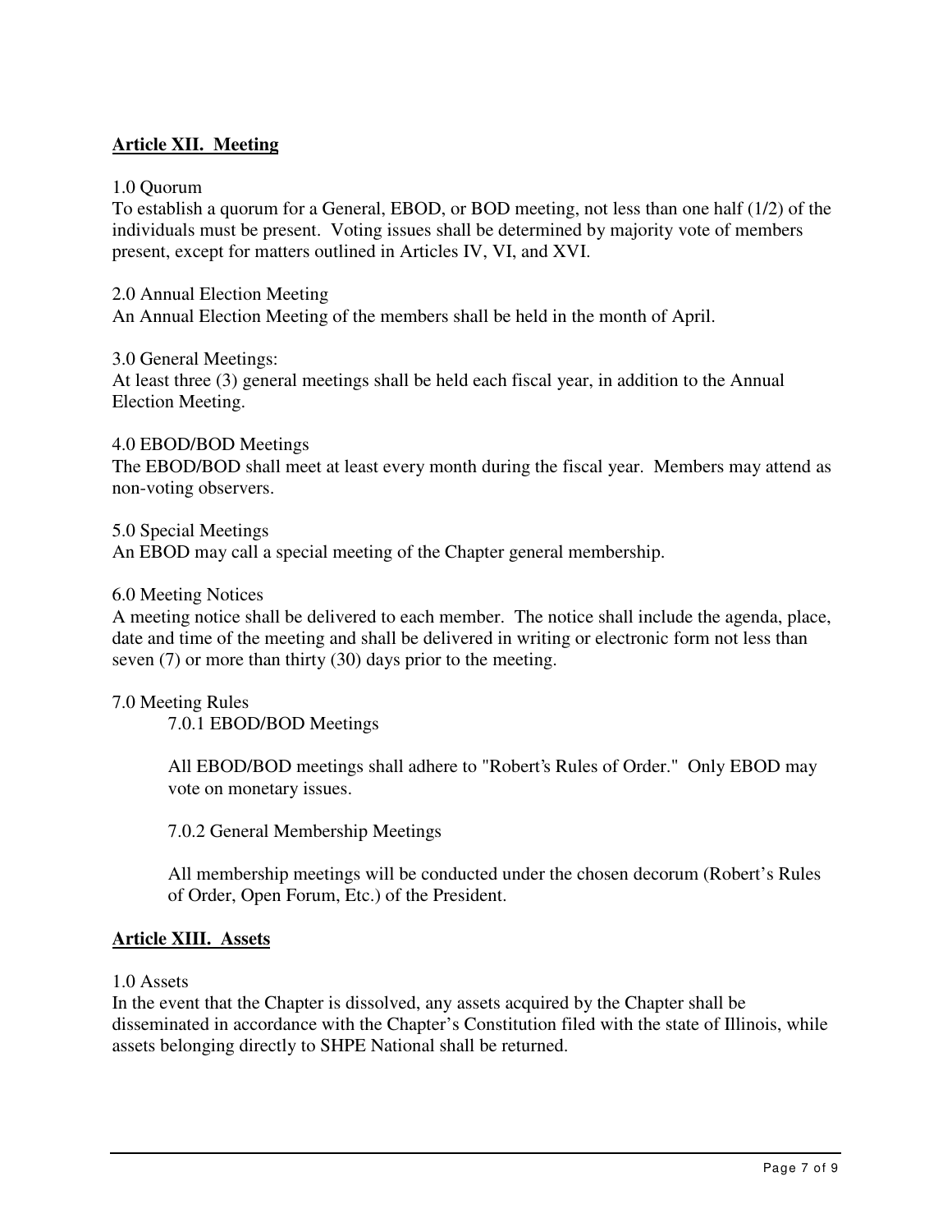## Article XII. Meeting

1.0 Quorum

To establish a quorum for a General, EBOD, or BOD meeting, not less than one half (1/2) of the individuals must be present. Voting issues shall be determined by majority vote of members present, except for matters outlined in Articles IV, VI, and XVI.

2.0 Annual Election Meeting

An Annual Election Meeting of the members shall be held in the month of April.

3.0 General Meetings:

At least three (3) general meetings shall be held each fiscal year, in addition to the Annual Election Meeting.

4.0 EBOD/BOD Meetings

The EBOD/BOD shall meet at least every month during the fiscal year. Members may attend as non-voting observers.

5.0 Special Meetings

An EBOD may call a special meeting of the Chapter general membership.

6.0 Meeting Notices

A meeting notice shall be delivered to each member. The notice shall include the agenda, place, date and time of the meeting and shall be delivered in writing or electronic form not less than seven (7) or more than thirty (30) days prior to the meeting.

7.0 Meeting Rules

7.0.1 EBOD/BOD Meetings

All EBOD/BOD meetings shall adhere to "Robert's Rules of Order." Only EBOD may vote on monetary issues.

7.0.2 General Membership Meetings

All membership meetings will be conducted under the chosen decorum (Robert's Rules of Order, Open Forum, Etc.) of the President.

## Article XIII. Assets

1.0 Assets

In the event that the Chapter is dissolved, any assets acquired by the Chapter shall be disseminated in accordance with the Chapter's Constitution filed with the state of Illinois, while assets belonging directly to SHPE National shall be returned.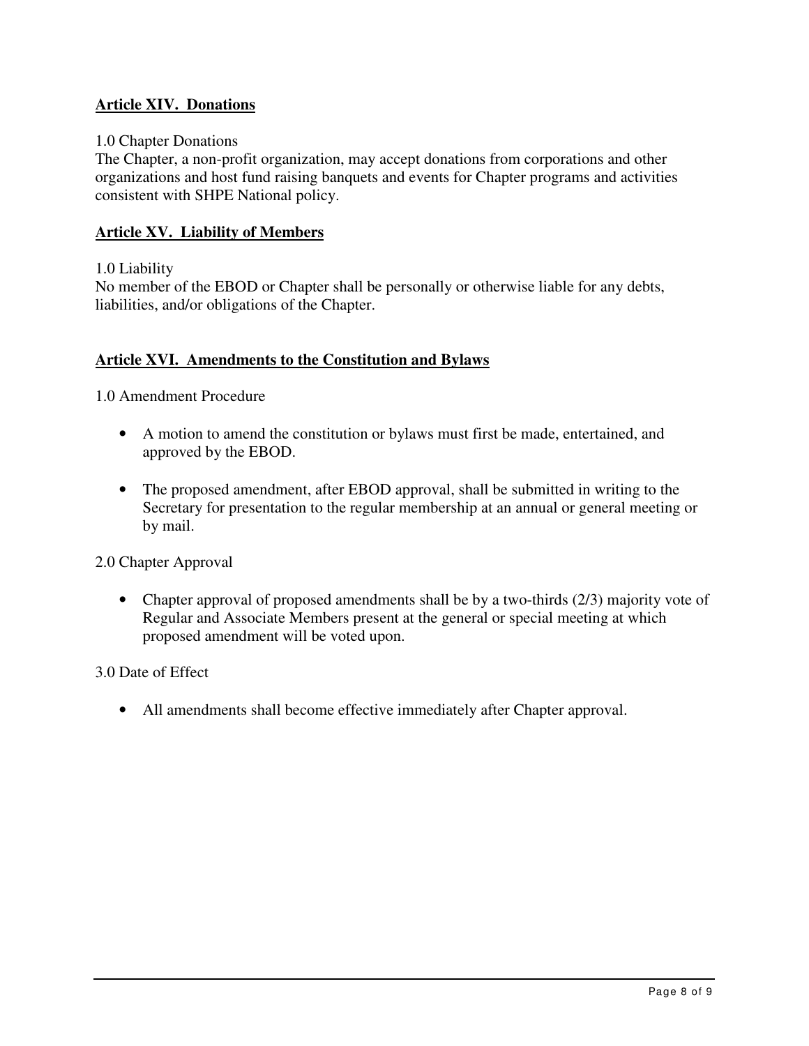## Article XIV. Donations

1.0 Chapter Donations
The Chapter, a non-profit organization, may accept donations from corporations and other organizations and host fund raising banquets and events for Chapter programs and activities consistent with SHPE National policy.

## Article XV. Liability of Members

1.0 Liability
No member of the EBOD or Chapter shall be personally or otherwise liable for any debts, liabilities, and/or obligations of the Chapter.

## Article XVI. Amendments to the Constitution and Bylaws

1.0 Amendment Procedure

- A motion to amend the constitution or bylaws must first be made, entertained, and approved by the EBOD.
- The proposed amendment, after EBOD approval, shall be submitted in writing to the Secretary for presentation to the regular membership at an annual or general meeting or by mail.

2.0 Chapter Approval

- Chapter approval of proposed amendments shall be by a two-thirds (2/3) majority vote of Regular and Associate Members present at the general or special meeting at which proposed amendment will be voted upon.

3.0 Date of Effect

- All amendments shall become effective immediately after Chapter approval.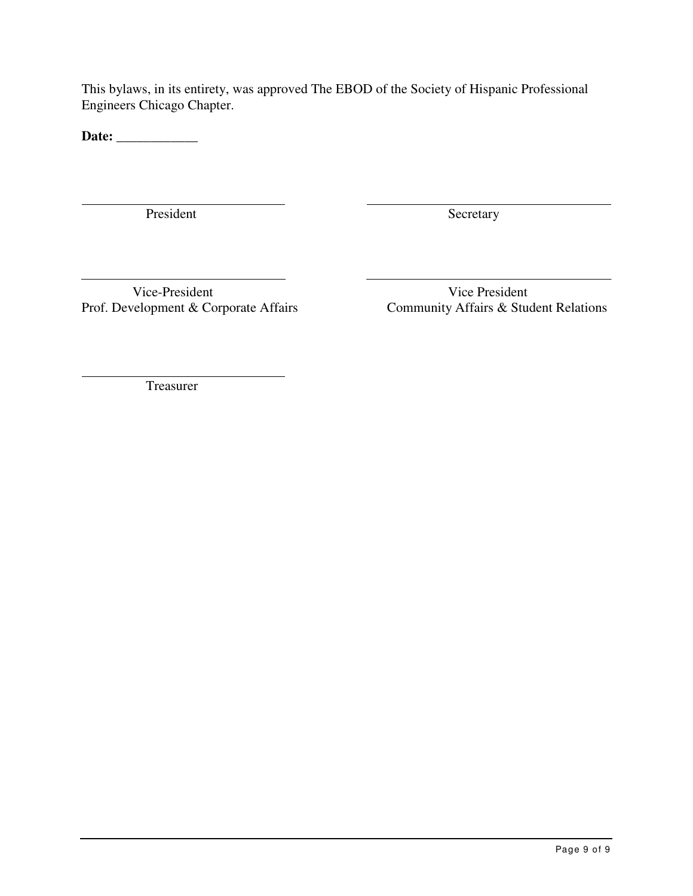This bylaws, in its entirety, was approved The EBOD of the Society of Hispanic Professional Engineers Chicago Chapter.

**Date:** ____________

______________________________
President

______________________________
Secretary

______________________________
Vice-President
Prof. Development & Corporate Affairs

______________________________
Vice President
Community Affairs & Student Relations

______________________________
Treasurer